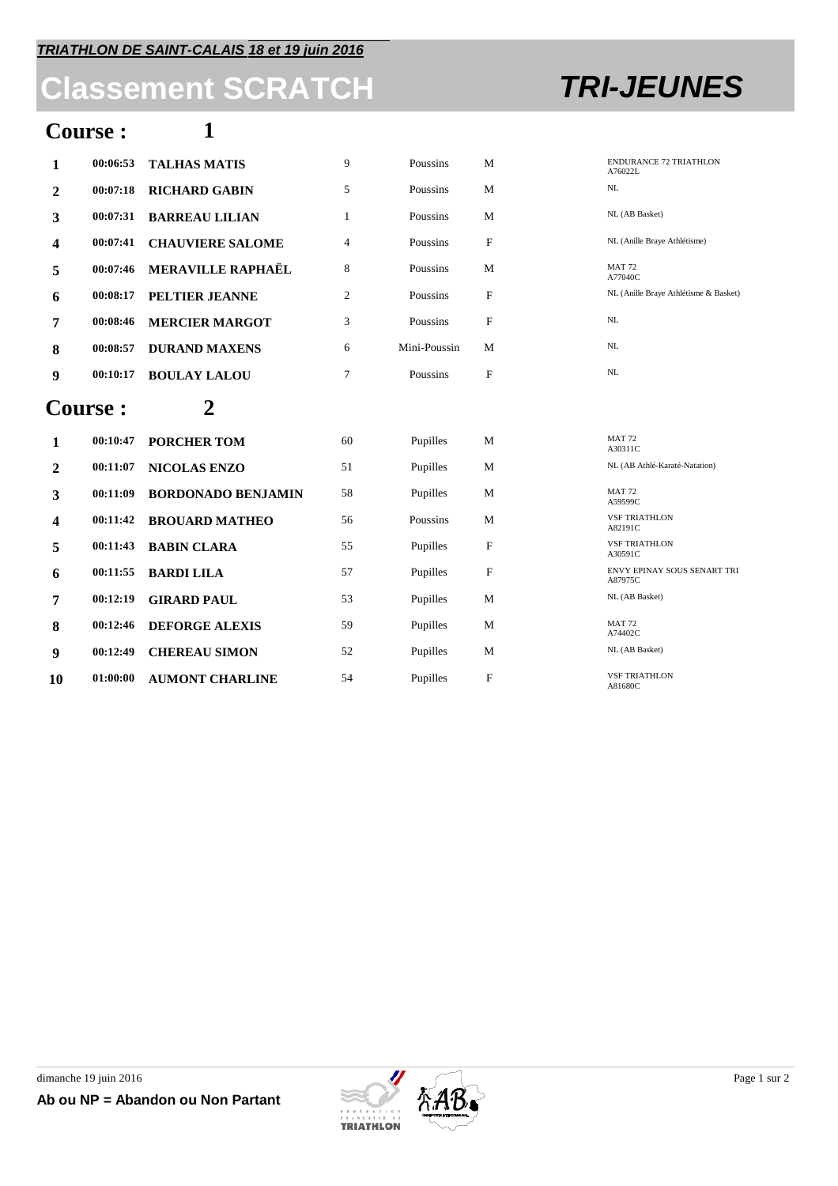***TRIATHLON DE SAINT-CALAIS 18 et 19 juin 2016***

# Classement SCRATCH *TRI-JEUNES*

## Course : 1

| | | | | | | |
|---|---|---|---|---|---|---|
| 1 | 00:06:53 | **TALHAS MATIS** | 9 | Poussins | M | ENDURANCE 72 TRIATHLON A76022L |
| 2 | 00:07:18 | **RICHARD GABIN** | 5 | Poussins | M | NL |
| 3 | 00:07:31 | **BARREAU LILIAN** | 1 | Poussins | M | NL (AB Basket) |
| 4 | 00:07:41 | **CHAUVIERE SALOME** | 4 | Poussins | F | NL (Anille Braye Athlétisme) |
| 5 | 00:07:46 | **MERAVILLE RAPHAËL** | 8 | Poussins | M | MAT 72 A77040C |
| 6 | 00:08:17 | **PELTIER JEANNE** | 2 | Poussins | F | NL (Anille Braye Athlétisme & Basket) |
| 7 | 00:08:46 | **MERCIER MARGOT** | 3 | Poussins | F | NL |
| 8 | 00:08:57 | **DURAND MAXENS** | 6 | Mini-Poussin | M | NL |
| 9 | 00:10:17 | **BOULAY LALOU** | 7 | Poussins | F | NL |

## Course : 2

| | | | | | | |
|---|---|---|---|---|---|---|
| 1 | 00:10:47 | **PORCHER TOM** | 60 | Pupilles | M | MAT 72 A30311C |
| 2 | 00:11:07 | **NICOLAS ENZO** | 51 | Pupilles | M | NL (AB Athlé-Karaté-Natation) |
| 3 | 00:11:09 | **BORDONADO BENJAMIN** | 58 | Pupilles | M | MAT 72 A59599C |
| 4 | 00:11:42 | **BROUARD MATHEO** | 56 | Poussins | M | VSF TRIATHLON A82191C |
| 5 | 00:11:43 | **BABIN CLARA** | 55 | Pupilles | F | VSF TRIATHLON A30591C |
| 6 | 00:11:55 | **BARDI LILA** | 57 | Pupilles | F | ENVY EPINAY SOUS SENART TRI A87975C |
| 7 | 00:12:19 | **GIRARD PAUL** | 53 | Pupilles | M | NL (AB Basket) |
| 8 | 00:12:46 | **DEFORGE ALEXIS** | 59 | Pupilles | M | MAT 72 A74402C |
| 9 | 00:12:49 | **CHEREAU SIMON** | 52 | Pupilles | M | NL (AB Basket) |
| 10 | 01:00:00 | **AUMONT CHARLINE** | 54 | Pupilles | F | VSF TRIATHLON A81680C |

dimanche 19 juin 2016

**Ab ou NP = Abandon ou Non Partant**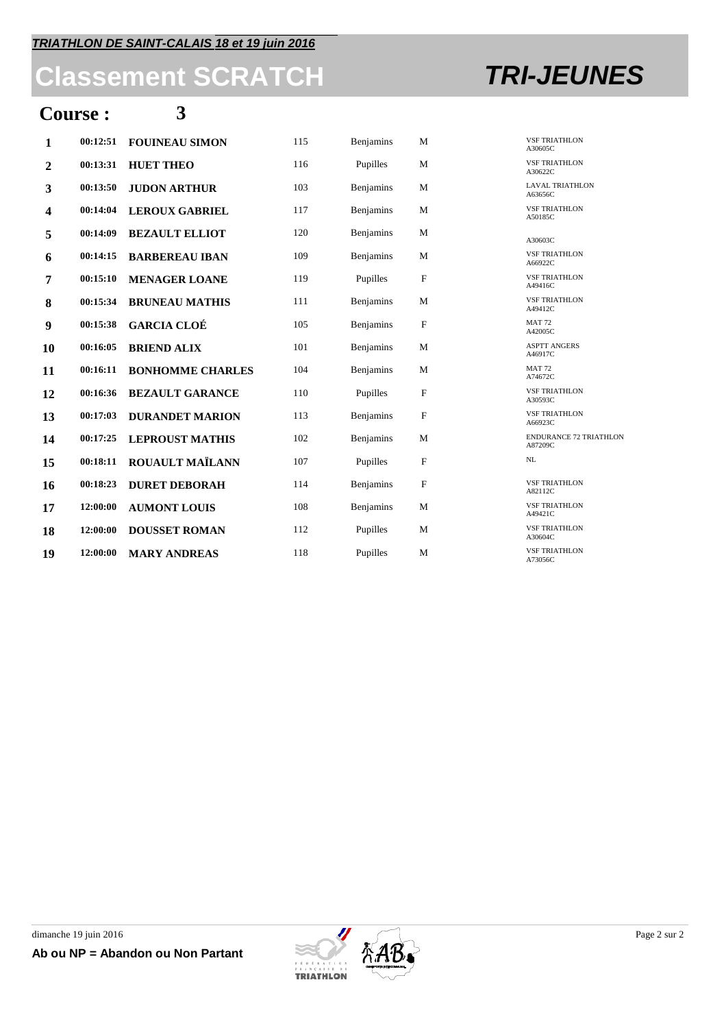***TRIATHLON DE SAINT-CALAIS 18 et 19 juin 2016***

# Classement SCRATCH *TRI-JEUNES*

## Course : 3

| | | | | | | |
|---|---|---|---|---|---|---|
| 1 | 00:12:51 | FOUINEAU SIMON | 115 | Benjamins | M | VSF TRIATHLON A30605C |
| 2 | 00:13:31 | HUET THEO | 116 | Pupilles | M | VSF TRIATHLON A30622C |
| 3 | 00:13:50 | JUDON ARTHUR | 103 | Benjamins | M | LAVAL TRIATHLON A63656C |
| 4 | 00:14:04 | LEROUX GABRIEL | 117 | Benjamins | M | VSF TRIATHLON A50185C |
| 5 | 00:14:09 | BEZAULT ELLIOT | 120 | Benjamins | M | A30603C |
| 6 | 00:14:15 | BARBEREAU IBAN | 109 | Benjamins | M | VSF TRIATHLON A66922C |
| 7 | 00:15:10 | MENAGER LOANE | 119 | Pupilles | F | VSF TRIATHLON A49416C |
| 8 | 00:15:34 | BRUNEAU MATHIS | 111 | Benjamins | M | VSF TRIATHLON A49412C |
| 9 | 00:15:38 | GARCIA CLOÉ | 105 | Benjamins | F | MAT 72 A42005C |
| 10 | 00:16:05 | BRIEND ALIX | 101 | Benjamins | M | ASPTT ANGERS A46917C |
| 11 | 00:16:11 | BONHOMME CHARLES | 104 | Benjamins | M | MAT 72 A74672C |
| 12 | 00:16:36 | BEZAULT GARANCE | 110 | Pupilles | F | VSF TRIATHLON A30593C |
| 13 | 00:17:03 | DURANDET MARION | 113 | Benjamins | F | VSF TRIATHLON A66923C |
| 14 | 00:17:25 | LEPROUST MATHIS | 102 | Benjamins | M | ENDURANCE 72 TRIATHLON A87209C |
| 15 | 00:18:11 | ROUAULT MAÏLANN | 107 | Pupilles | F | NL |
| 16 | 00:18:23 | DURET DEBORAH | 114 | Benjamins | F | VSF TRIATHLON A82112C |
| 17 | 12:00:00 | AUMONT LOUIS | 108 | Benjamins | M | VSF TRIATHLON A49421C |
| 18 | 12:00:00 | DOUSSET ROMAN | 112 | Pupilles | M | VSF TRIATHLON A30604C |
| 19 | 12:00:00 | MARY ANDREAS | 118 | Pupilles | M | VSF TRIATHLON A73056C |

dimanche 19 juin 2016

**Ab ou NP = Abandon ou Non Partant**